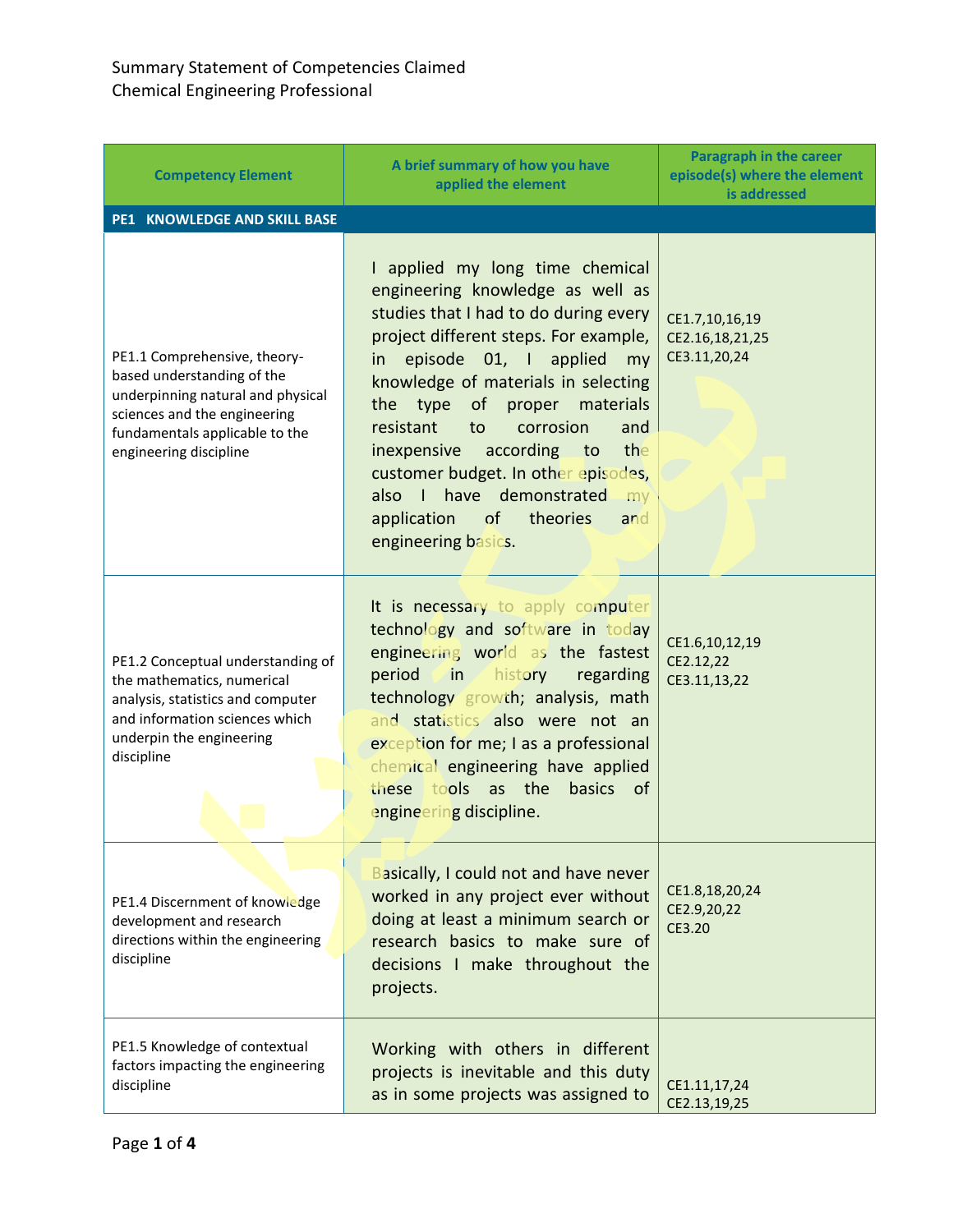Summary Statement of Competencies Claimed
Chemical Engineering Professional

| Competency Element | A brief summary of how you have applied the element | Paragraph in the career episode(s) where the element is addressed |
|---|---|---|
| **PE1 KNOWLEDGE AND SKILL BASE** | | |
| PE1.1 Comprehensive, theory-based understanding of the underpinning natural and physical sciences and the engineering fundamentals applicable to the engineering discipline | I applied my long time chemical engineering knowledge as well as studies that I had to do during every project different steps. For example, in episode 01, I applied my knowledge of materials in selecting the type of proper materials resistant to corrosion and inexpensive according to the customer budget. In other episodes, also I have demonstrated my application of theories and engineering basics. | CE1.7,10,16,19<br>CE2.16,18,21,25<br>CE3.11,20,24 |
| PE1.2 Conceptual understanding of the mathematics, numerical analysis, statistics and computer and information sciences which underpin the engineering discipline | It is necessary to apply computer technology and software in today engineering world as the fastest period in history regarding technology growth; analysis, math and statistics also were not an exception for me; I as a professional chemical engineering have applied these tools as the basics of engineering discipline. | CE1.6,10,12,19<br>CE2.12,22<br>CE3.11,13,22 |
| PE1.4 Discernment of knowledge development and research directions within the engineering discipline | Basically, I could not and have never worked in any project ever without doing at least a minimum search or research basics to make sure of decisions I make throughout the projects. | CE1.8,18,20,24<br>CE2.9,20,22<br>CE3.20 |
| PE1.5 Knowledge of contextual factors impacting the engineering discipline | Working with others in different projects is inevitable and this duty as in some projects was assigned to | CE1.11,17,24<br>CE2.13,19,25 |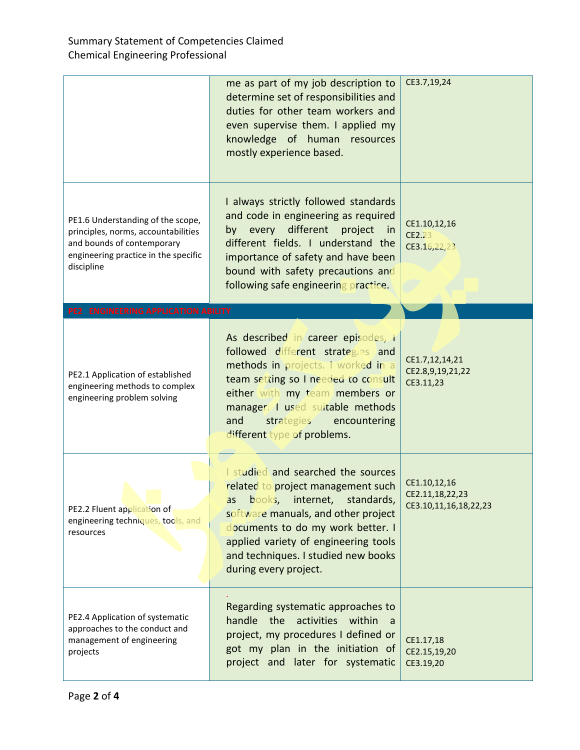| | | |
|---|---|---|
| | me as part of my job description to determine set of responsibilities and duties for other team workers and even supervise them. I applied my knowledge of human resources mostly experience based. | CE3.7,19,24 |
| PE1.6 Understanding of the scope, principles, norms, accountabilities and bounds of contemporary engineering practice in the specific discipline | I always strictly followed standards and code in engineering as required by every different project in different fields. I understand the importance of safety and have been bound with safety precautions and following safe engineering practice. | CE1.10,12,16<br>CE2.23<br>CE3.16,22,23 |
| **PE2 ENGINEERING APPLICATION ABILITY** | | |
| PE2.1 Application of established engineering methods to complex engineering problem solving | As described in career episodes, I followed different strategies and methods in projects. I worked in a team setting so I needed to consult either with my team members or manager. I used suitable methods and strategies encountering different type of problems. | CE1.7,12,14,21<br>CE2.8,9,19,21,22<br>CE3.11,23 |
| PE2.2 Fluent application of engineering techniques, tools, and resources | I studied and searched the sources related to project management such as books, internet, standards, software manuals, and other project documents to do my work better. I applied variety of engineering tools and techniques. I studied new books during every project. | CE1.10,12,16<br>CE2.11,18,22,23<br>CE3.10,11,16,18,22,23 |
| PE2.4 Application of systematic approaches to the conduct and management of engineering projects | Regarding systematic approaches to handle the activities within a project, my procedures I defined or got my plan in the initiation of project and later for systematic | CE1.17,18<br>CE2.15,19,20<br>CE3.19,20 |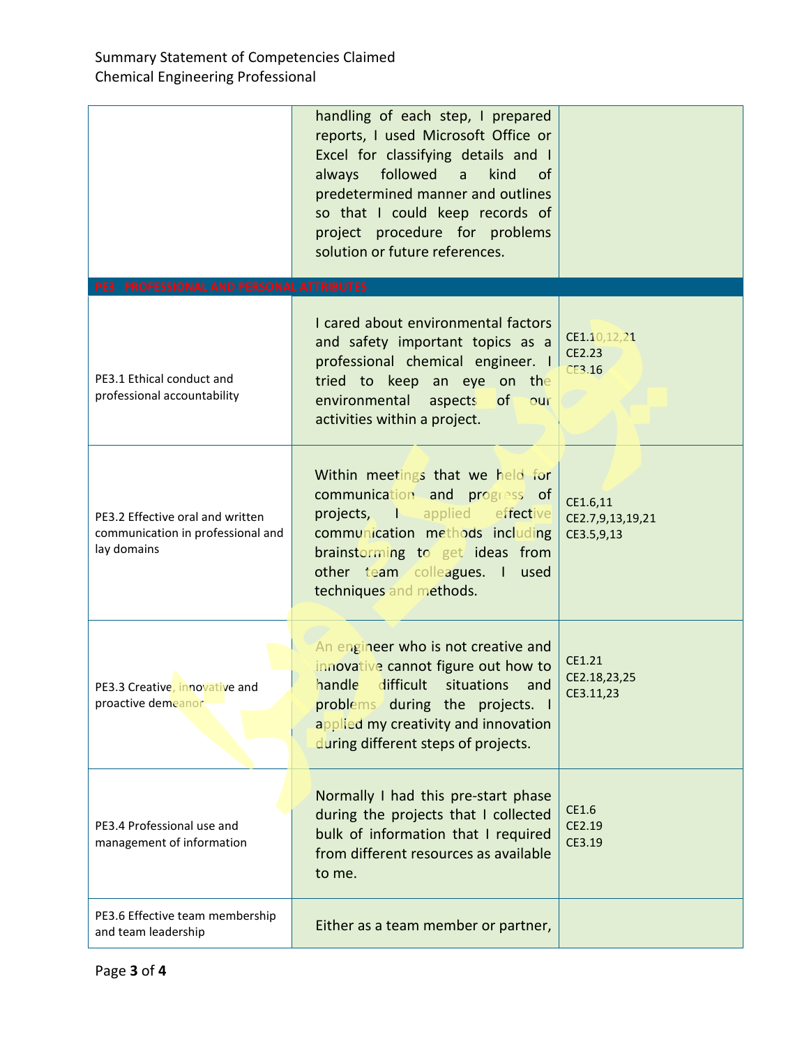| | | |
|---|---|---|
| | handling of each step, I prepared reports, I used Microsoft Office or Excel for classifying details and I always followed a kind of predetermined manner and outlines so that I could keep records of project procedure for problems solution or future references. | |
| **PE3 PROFESSIONAL AND PERSONAL ATTRIBUTES** | | |
| PE3.1 Ethical conduct and professional accountability | I cared about environmental factors and safety important topics as a professional chemical engineer. I tried to keep an eye on the environmental aspects of our activities within a project. | CE1.10,12,21<br>CE2.23<br>CE3.16 |
| PE3.2 Effective oral and written communication in professional and lay domains | Within meetings that we held for communication and progress of projects, I applied effective communication methods including brainstorming to get ideas from other team colleagues. I used techniques and methods. | CE1.6,11<br>CE2.7,9,13,19,21<br>CE3.5,9,13 |
| PE3.3 Creative, innovative and proactive demeanor | An engineer who is not creative and innovative cannot figure out how to handle difficult situations and problems during the projects. I applied my creativity and innovation during different steps of projects. | CE1.21<br>CE2.18,23,25<br>CE3.11,23 |
| PE3.4 Professional use and management of information | Normally I had this pre-start phase during the projects that I collected bulk of information that I required from different resources as available to me. | CE1.6<br>CE2.19<br>CE3.19 |
| PE3.6 Effective team membership and team leadership | Either as a team member or partner, | |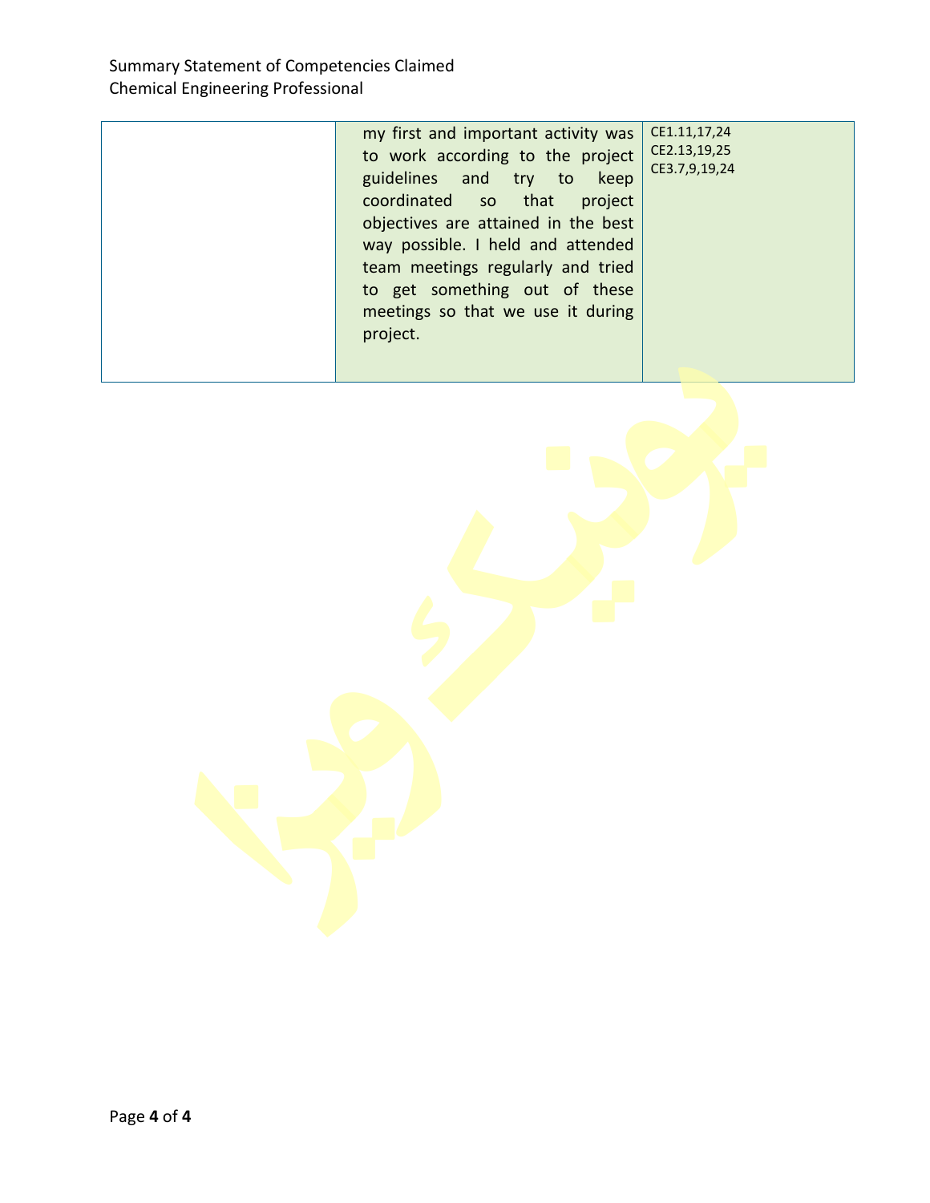| | | |
|---|---|---|
| | my first and important activity was to work according to the project guidelines and try to keep coordinated so that project objectives are attained in the best way possible. I held and attended team meetings regularly and tried to get something out of these meetings so that we use it during project. | CE1.11,17,24<br>CE2.13,19,25<br>CE3.7,9,19,24 |